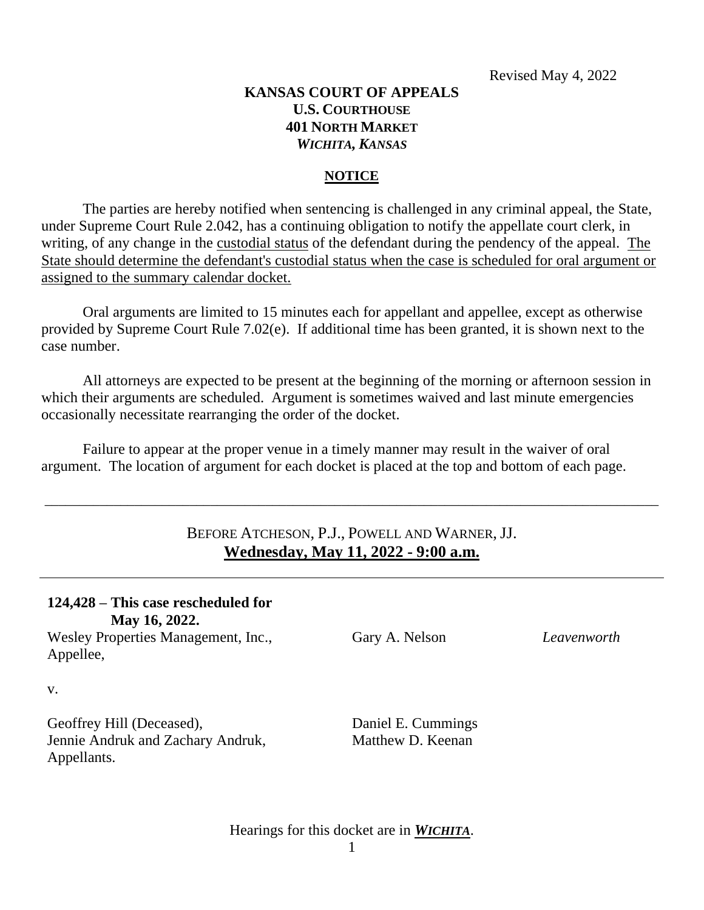Revised May 4, 2022

**KANSAS COURT OF APPEALS**
**U.S. COURTHOUSE**
**401 NORTH MARKET**
***WICHITA, KANSAS***

## NOTICE

The parties are hereby notified when sentencing is challenged in any criminal appeal, the State, under Supreme Court Rule 2.042, has a continuing obligation to notify the appellate court clerk, in writing, of any change in the custodial status of the defendant during the pendency of the appeal. The State should determine the defendant's custodial status when the case is scheduled for oral argument or assigned to the summary calendar docket.

Oral arguments are limited to 15 minutes each for appellant and appellee, except as otherwise provided by Supreme Court Rule 7.02(e). If additional time has been granted, it is shown next to the case number.

All attorneys are expected to be present at the beginning of the morning or afternoon session in which their arguments are scheduled. Argument is sometimes waived and last minute emergencies occasionally necessitate rearranging the order of the docket.

Failure to appear at the proper venue in a timely manner may result in the waiver of oral argument. The location of argument for each docket is placed at the top and bottom of each page.

---

BEFORE ATCHESON, P.J., POWELL AND WARNER, JJ.
**Wednesday, May 11, 2022 - 9:00 a.m.**

---

**124,428 – This case rescheduled for May 16, 2022.**

| | | |
|---|---|---|
| Wesley Properties Management, Inc., Appellee, | Gary A. Nelson | *Leavenworth* |
| v. | | |
| Geoffrey Hill (Deceased), Jennie Andruk and Zachary Andruk, Appellants. | Daniel E. Cummings<br>Matthew D. Keenan | |

Hearings for this docket are in ***WICHITA***.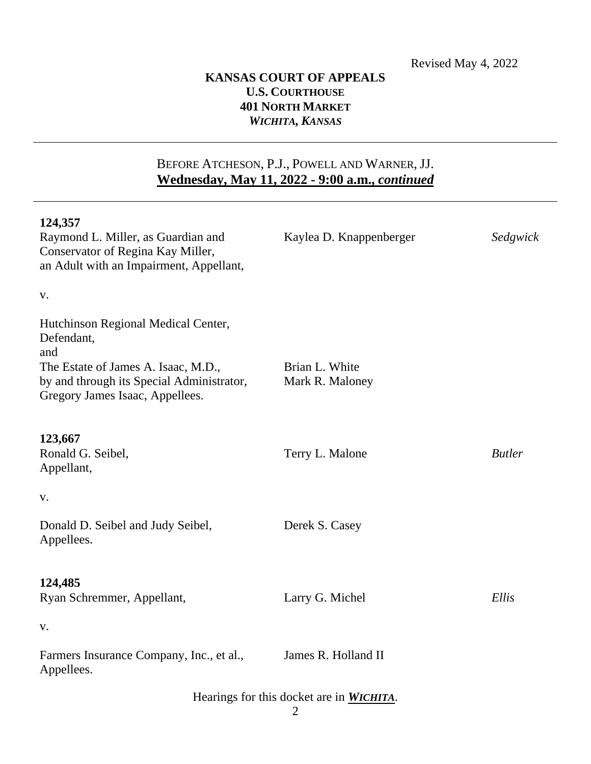Revised May 4, 2022

**KANSAS COURT OF APPEALS**
**U.S. COURTHOUSE**
**401 NORTH MARKET**
***WICHITA, KANSAS***

---

BEFORE ATCHESON, P.J., POWELL AND WARNER, JJ.
**Wednesday, May 11, 2022 - 9:00 a.m., *continued***

---

| Case | Attorney | County |
|---|---|---|
| **124,357**<br>Raymond L. Miller, as Guardian and Conservator of Regina Kay Miller, an Adult with an Impairment, Appellant, | Kaylea D. Knappenberger | *Sedgwick* |
| v. | | |
| Hutchinson Regional Medical Center, Defendant,<br>and<br>The Estate of James A. Isaac, M.D., by and through its Special Administrator, Gregory James Isaac, Appellees. | Brian L. White<br>Mark R. Maloney | |
| **123,667**<br>Ronald G. Seibel, Appellant, | Terry L. Malone | *Butler* |
| v. | | |
| Donald D. Seibel and Judy Seibel, Appellees. | Derek S. Casey | |
| **124,485**<br>Ryan Schremmer, Appellant, | Larry G. Michel | *Ellis* |
| v. | | |
| Farmers Insurance Company, Inc., et al., Appellees. | James R. Holland II | |

Hearings for this docket are in ***WICHITA***.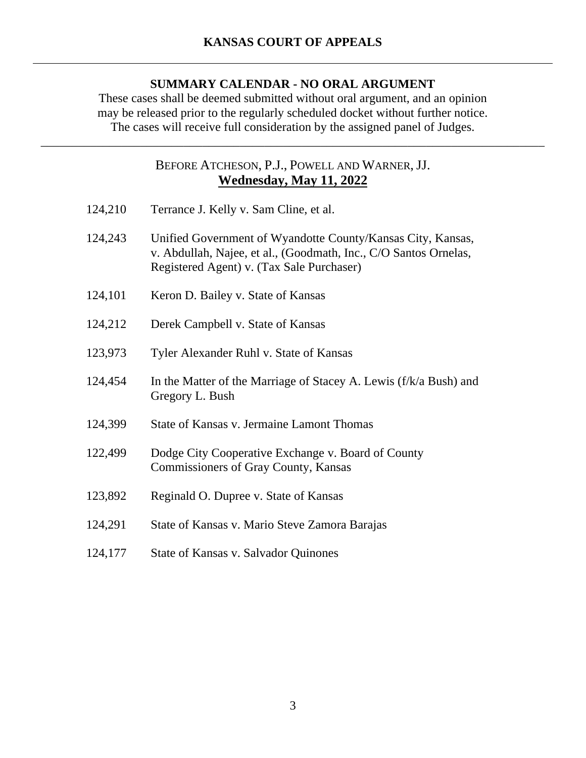# KANSAS COURT OF APPEALS

## SUMMARY CALENDAR - NO ORAL ARGUMENT

These cases shall be deemed submitted without oral argument, and an opinion may be released prior to the regularly scheduled docket without further notice. The cases will receive full consideration by the assigned panel of Judges.

---

### BEFORE ATCHESON, P.J., POWELL AND WARNER, JJ.

### **Wednesday, May 11, 2022**

| | |
|---|---|
| 124,210 | Terrance J. Kelly v. Sam Cline, et al. |
| 124,243 | Unified Government of Wyandotte County/Kansas City, Kansas, v. Abdullah, Najee, et al., (Goodmath, Inc., C/O Santos Ornelas, Registered Agent) v. (Tax Sale Purchaser) |
| 124,101 | Keron D. Bailey v. State of Kansas |
| 124,212 | Derek Campbell v. State of Kansas |
| 123,973 | Tyler Alexander Ruhl v. State of Kansas |
| 124,454 | In the Matter of the Marriage of Stacey A. Lewis (f/k/a Bush) and Gregory L. Bush |
| 124,399 | State of Kansas v. Jermaine Lamont Thomas |
| 122,499 | Dodge City Cooperative Exchange v. Board of County Commissioners of Gray County, Kansas |
| 123,892 | Reginald O. Dupree v. State of Kansas |
| 124,291 | State of Kansas v. Mario Steve Zamora Barajas |
| 124,177 | State of Kansas v. Salvador Quinones |